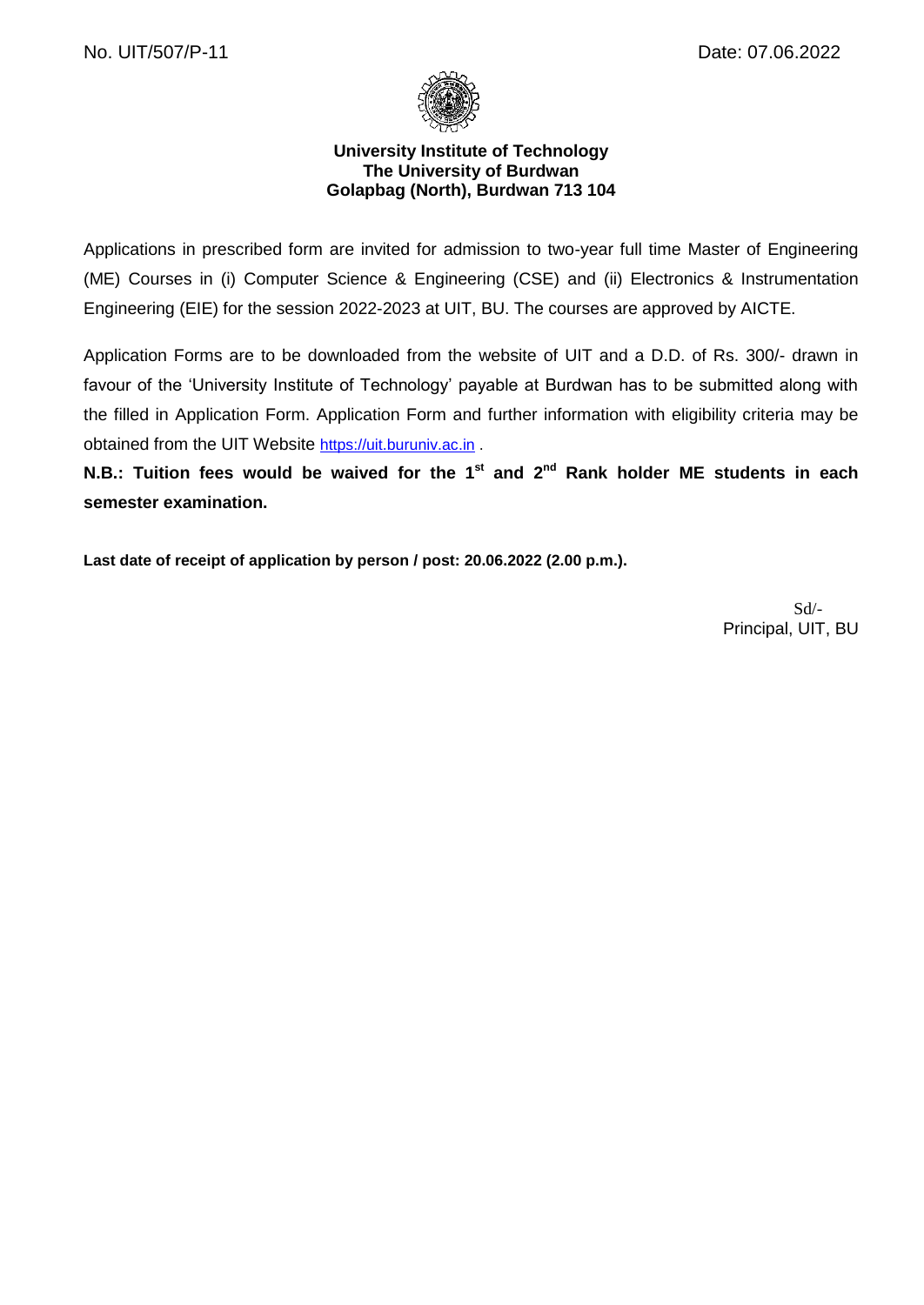No. UIT/507/P-11 Date: 07.06.2022

**University Institute of Technology**
**The University of Burdwan**
**Golapbag (North), Burdwan 713 104**

Applications in prescribed form are invited for admission to two-year full time Master of Engineering (ME) Courses in (i) Computer Science & Engineering (CSE) and (ii) Electronics & Instrumentation Engineering (EIE) for the session 2022-2023 at UIT, BU. The courses are approved by AICTE.

Application Forms are to be downloaded from the website of UIT and a D.D. of Rs. 300/- drawn in favour of the 'University Institute of Technology' payable at Burdwan has to be submitted along with the filled in Application Form. Application Form and further information with eligibility criteria may be obtained from the UIT Website https://uit.buruniv.ac.in .

**N.B.: Tuition fees would be waived for the 1st and 2nd Rank holder ME students in each semester examination.**

**Last date of receipt of application by person / post: 20.06.2022 (2.00 p.m.).**

Sd/-
Principal, UIT, BU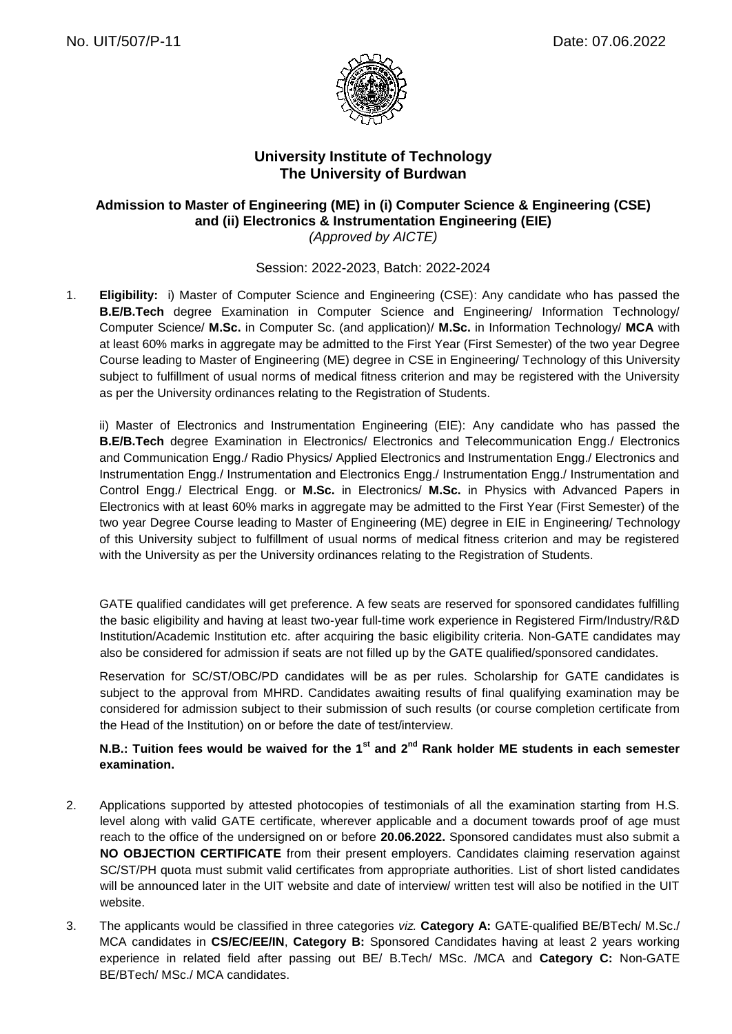No. UIT/507/P-11

Date: 07.06.2022

# University Institute of Technology
# The University of Burdwan

## Admission to Master of Engineering (ME) in (i) Computer Science & Engineering (CSE) and (ii) Electronics & Instrumentation Engineering (EIE)

*(Approved by AICTE)*

Session: 2022-2023, Batch: 2022-2024

1. **Eligibility:** i) Master of Computer Science and Engineering (CSE): Any candidate who has passed the **B.E/B.Tech** degree Examination in Computer Science and Engineering/ Information Technology/ Computer Science/ **M.Sc.** in Computer Sc. (and application)/ **M.Sc.** in Information Technology/ **MCA** with at least 60% marks in aggregate may be admitted to the First Year (First Semester) of the two year Degree Course leading to Master of Engineering (ME) degree in CSE in Engineering/ Technology of this University subject to fulfillment of usual norms of medical fitness criterion and may be registered with the University as per the University ordinances relating to the Registration of Students.

   ii) Master of Electronics and Instrumentation Engineering (EIE): Any candidate who has passed the **B.E/B.Tech** degree Examination in Electronics/ Electronics and Telecommunication Engg./ Electronics and Communication Engg./ Radio Physics/ Applied Electronics and Instrumentation Engg./ Electronics and Instrumentation Engg./ Instrumentation and Electronics Engg./ Instrumentation Engg./ Instrumentation and Control Engg./ Electrical Engg. or **M.Sc.** in Electronics/ **M.Sc.** in Physics with Advanced Papers in Electronics with at least 60% marks in aggregate may be admitted to the First Year (First Semester) of the two year Degree Course leading to Master of Engineering (ME) degree in EIE in Engineering/ Technology of this University subject to fulfillment of usual norms of medical fitness criterion and may be registered with the University as per the University ordinances relating to the Registration of Students.

   GATE qualified candidates will get preference. A few seats are reserved for sponsored candidates fulfilling the basic eligibility and having at least two-year full-time work experience in Registered Firm/Industry/R&D Institution/Academic Institution etc. after acquiring the basic eligibility criteria. Non-GATE candidates may also be considered for admission if seats are not filled up by the GATE qualified/sponsored candidates.

   Reservation for SC/ST/OBC/PD candidates will be as per rules. Scholarship for GATE candidates is subject to the approval from MHRD. Candidates awaiting results of final qualifying examination may be considered for admission subject to their submission of such results (or course completion certificate from the Head of the Institution) on or before the date of test/interview.

   **N.B.: Tuition fees would be waived for the 1st and 2nd Rank holder ME students in each semester examination.**

2. Applications supported by attested photocopies of testimonials of all the examination starting from H.S. level along with valid GATE certificate, wherever applicable and a document towards proof of age must reach to the office of the undersigned on or before **20.06.2022.** Sponsored candidates must also submit a **NO OBJECTION CERTIFICATE** from their present employers. Candidates claiming reservation against SC/ST/PH quota must submit valid certificates from appropriate authorities. List of short listed candidates will be announced later in the UIT website and date of interview/ written test will also be notified in the UIT website.

3. The applicants would be classified in three categories *viz.* **Category A:** GATE-qualified BE/BTech/ M.Sc./ MCA candidates in **CS/EC/EE/IN**, **Category B:** Sponsored Candidates having at least 2 years working experience in related field after passing out BE/ B.Tech/ MSc. /MCA and **Category C:** Non-GATE BE/BTech/ MSc./ MCA candidates.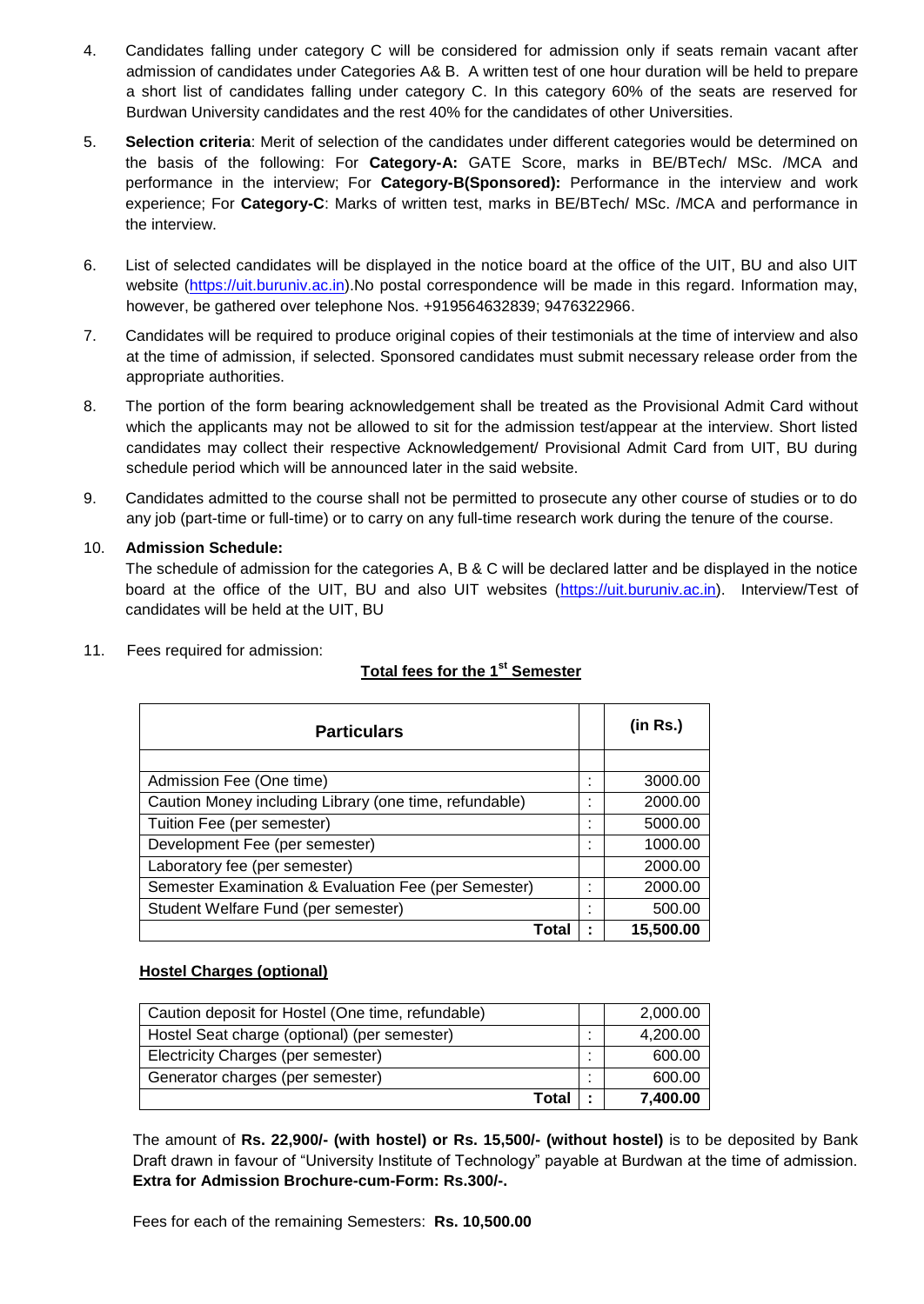4. Candidates falling under category C will be considered for admission only if seats remain vacant after admission of candidates under Categories A& B. A written test of one hour duration will be held to prepare a short list of candidates falling under category C. In this category 60% of the seats are reserved for Burdwan University candidates and the rest 40% for the candidates of other Universities.

5. **Selection criteria**: Merit of selection of the candidates under different categories would be determined on the basis of the following: For **Category-A:** GATE Score, marks in BE/BTech/ MSc. /MCA and performance in the interview; For **Category-B(Sponsored):** Performance in the interview and work experience; For **Category-C**: Marks of written test, marks in BE/BTech/ MSc. /MCA and performance in the interview.

6. List of selected candidates will be displayed in the notice board at the office of the UIT, BU and also UIT website (https://uit.buruniv.ac.in).No postal correspondence will be made in this regard. Information may, however, be gathered over telephone Nos. +919564632839; 9476322966.

7. Candidates will be required to produce original copies of their testimonials at the time of interview and also at the time of admission, if selected. Sponsored candidates must submit necessary release order from the appropriate authorities.

8. The portion of the form bearing acknowledgement shall be treated as the Provisional Admit Card without which the applicants may not be allowed to sit for the admission test/appear at the interview. Short listed candidates may collect their respective Acknowledgement/ Provisional Admit Card from UIT, BU during schedule period which will be announced later in the said website.

9. Candidates admitted to the course shall not be permitted to prosecute any other course of studies or to do any job (part-time or full-time) or to carry on any full-time research work during the tenure of the course.

10. **Admission Schedule:**
    The schedule of admission for the categories A, B & C will be declared latter and be displayed in the notice board at the office of the UIT, BU and also UIT websites (https://uit.buruniv.ac.in). Interview/Test of candidates will be held at the UIT, BU

11. Fees required for admission:

**Total fees for the 1st Semester**

| Particulars | | (in Rs.) |
|---|---|---|
| | | |
| Admission Fee (One time) | : | 3000.00 |
| Caution Money including Library (one time, refundable) | : | 2000.00 |
| Tuition Fee (per semester) | : | 5000.00 |
| Development Fee (per semester) | : | 1000.00 |
| Laboratory fee (per semester) | | 2000.00 |
| Semester Examination & Evaluation Fee (per Semester) | : | 2000.00 |
| Student Welfare Fund (per semester) | : | 500.00 |
| **Total** | **:** | **15,500.00** |

**Hostel Charges (optional)**

| | | |
|---|---|---|
| Caution deposit for Hostel (One time, refundable) | | 2,000.00 |
| Hostel Seat charge (optional) (per semester) | : | 4,200.00 |
| Electricity Charges (per semester) | : | 600.00 |
| Generator charges (per semester) | : | 600.00 |
| **Total** | **:** | **7,400.00** |

The amount of **Rs. 22,900/- (with hostel) or Rs. 15,500/- (without hostel)** is to be deposited by Bank Draft drawn in favour of "University Institute of Technology" payable at Burdwan at the time of admission. **Extra for Admission Brochure-cum-Form: Rs.300/-.**

Fees for each of the remaining Semesters: **Rs. 10,500.00**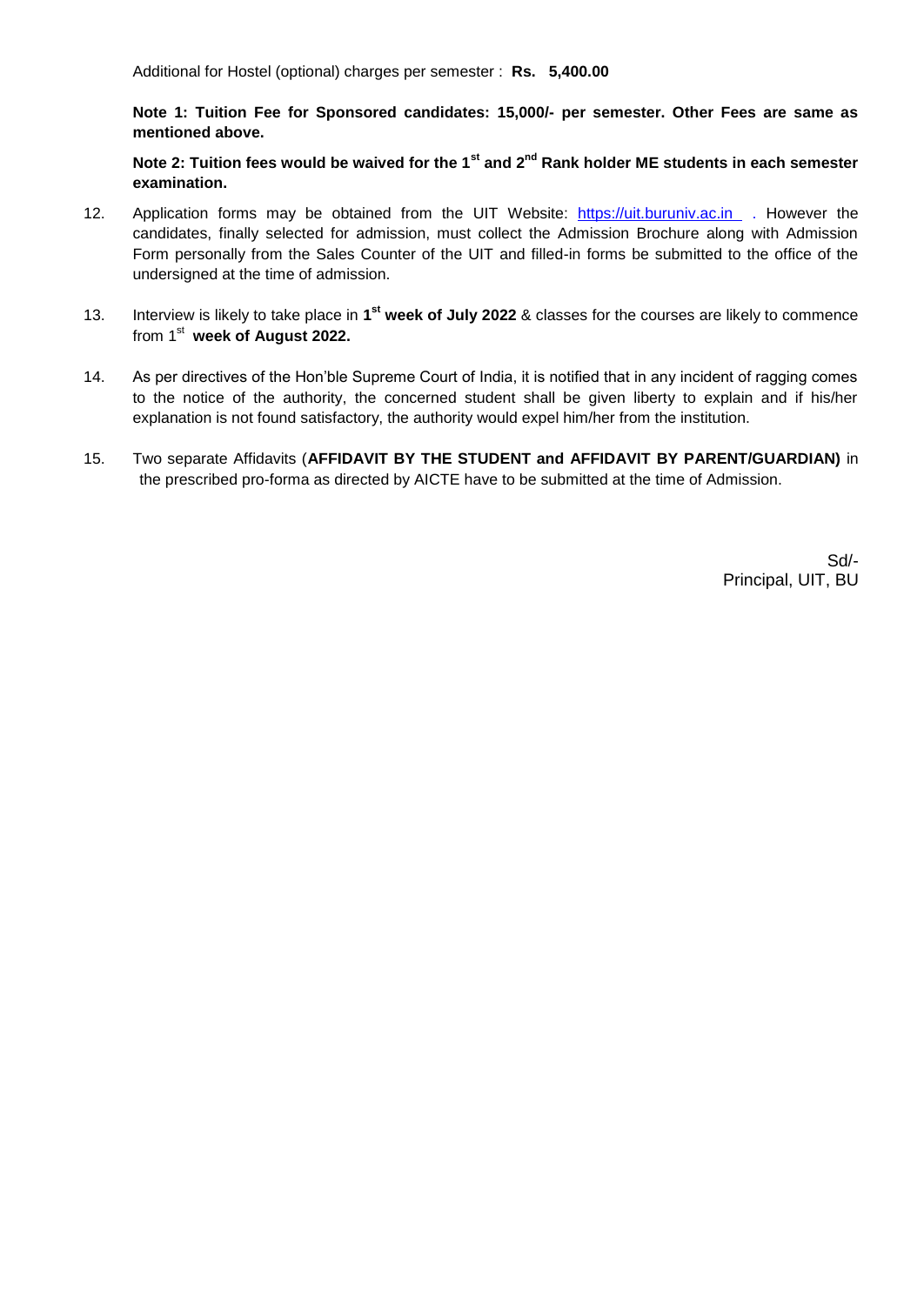Additional for Hostel (optional) charges per semester : **Rs. 5,400.00**

**Note 1: Tuition Fee for Sponsored candidates: 15,000/- per semester. Other Fees are same as mentioned above.**

**Note 2: Tuition fees would be waived for the 1st and 2nd Rank holder ME students in each semester examination.**

12. Application forms may be obtained from the UIT Website: https://uit.buruniv.ac.in . However the candidates, finally selected for admission, must collect the Admission Brochure along with Admission Form personally from the Sales Counter of the UIT and filled-in forms be submitted to the office of the undersigned at the time of admission.

13. Interview is likely to take place in **1st week of July 2022** & classes for the courses are likely to commence from 1st **week of August 2022.**

14. As per directives of the Hon'ble Supreme Court of India, it is notified that in any incident of ragging comes to the notice of the authority, the concerned student shall be given liberty to explain and if his/her explanation is not found satisfactory, the authority would expel him/her from the institution.

15. Two separate Affidavits (**AFFIDAVIT BY THE STUDENT and AFFIDAVIT BY PARENT/GUARDIAN)** in the prescribed pro-forma as directed by AICTE have to be submitted at the time of Admission.

Sd/-
Principal, UIT, BU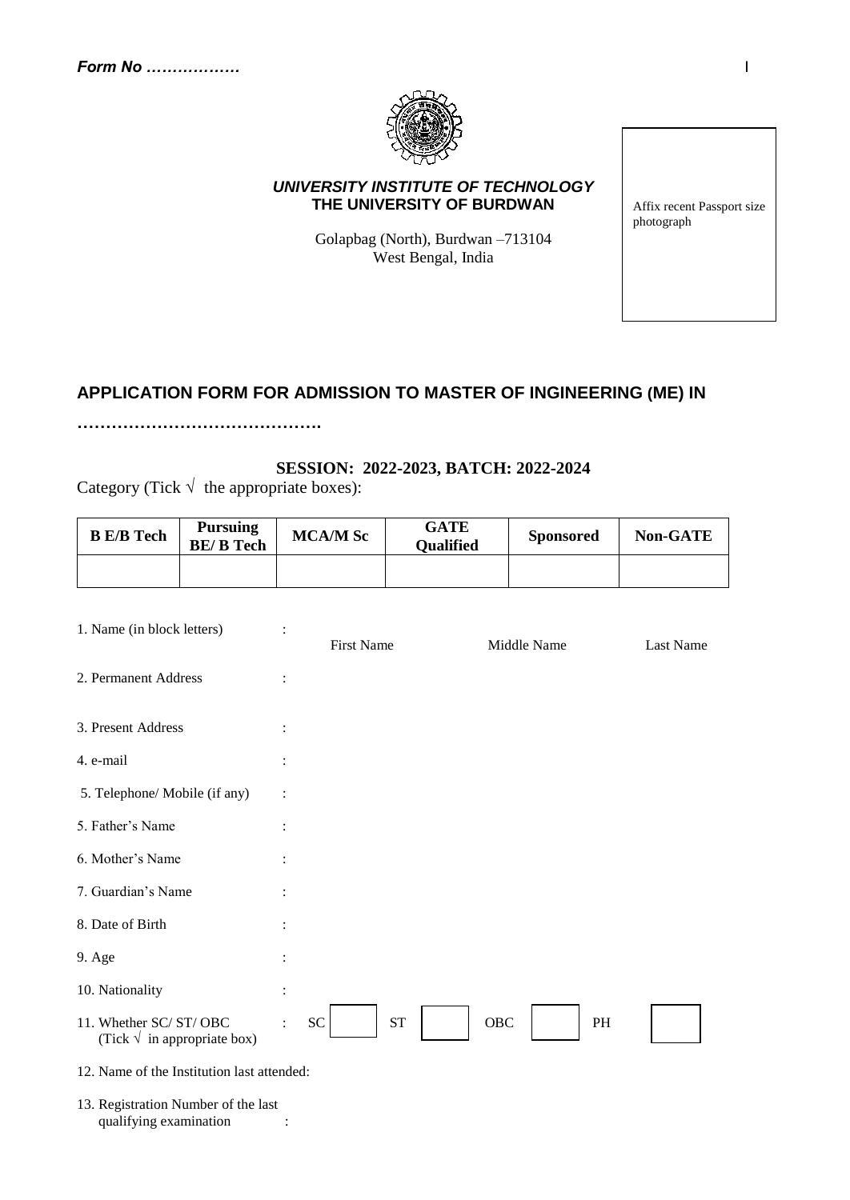*Form No ………………*

***UNIVERSITY INSTITUTE OF TECHNOLOGY***
**THE UNIVERSITY OF BURDWAN**

Golapbag (North), Burdwan –713104
West Bengal, India

Affix recent Passport size photograph

## APPLICATION FORM FOR ADMISSION TO MASTER OF INGINEERING (ME) IN

…………………………………….

**SESSION: 2022-2023, BATCH: 2022-2024**

Category (Tick √ the appropriate boxes):

| B E/B Tech | Pursuing BE/ B Tech | MCA/M Sc | GATE Qualified | Sponsored | Non-GATE |
|---|---|---|---|---|---|
| | | | | | |

1. Name (in block letters) : First Name Middle Name Last Name

2. Permanent Address :

3. Present Address :

4. e-mail :

5. Telephone/ Mobile (if any) :

5. Father's Name :

6. Mother's Name :

7. Guardian's Name :

8. Date of Birth :

9. Age :

10. Nationality :

11. Whether SC/ ST/ OBC (Tick √ in appropriate box) : SC ☐ ST ☐ OBC ☐ PH ☐

12. Name of the Institution last attended:

13. Registration Number of the last qualifying examination :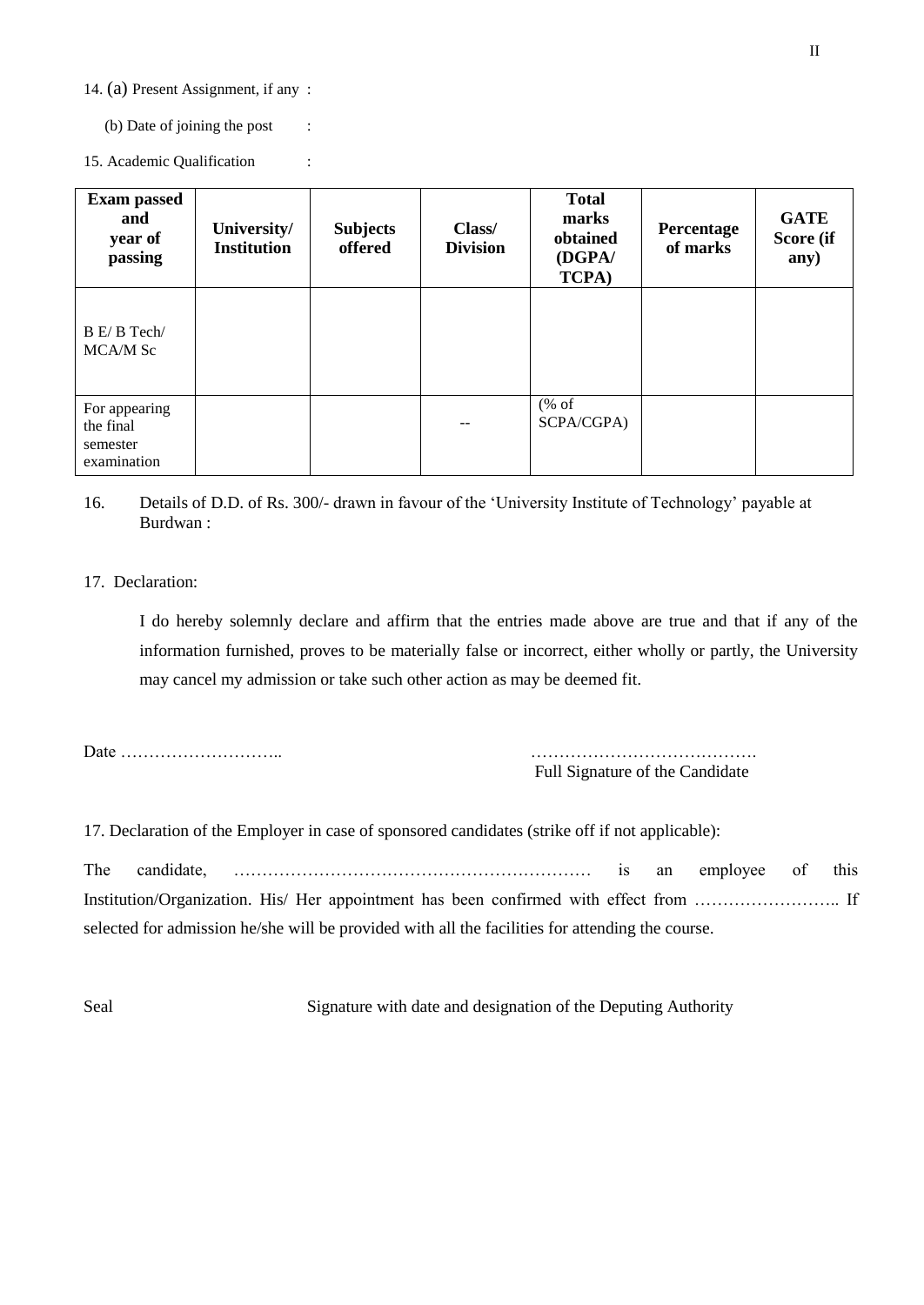14. (a) Present Assignment, if any :

(b) Date of joining the post :

15. Academic Qualification :

| Exam passed and year of passing | University/ Institution | Subjects offered | Class/ Division | Total marks obtained (DGPA/ TCPA) | Percentage of marks | GATE Score (if any) |
|---|---|---|---|---|---|---|
| B E/ B Tech/ MCA/M Sc | | | | | | |
| For appearing the final semester examination | | | -- | (% of SCPA/CGPA) | | |

16. Details of D.D. of Rs. 300/- drawn in favour of the 'University Institute of Technology' payable at Burdwan :

17. Declaration:

I do hereby solemnly declare and affirm that the entries made above are true and that if any of the information furnished, proves to be materially false or incorrect, either wholly or partly, the University may cancel my admission or take such other action as may be deemed fit.

Date ………………………..

…………………………………. 
Full Signature of the Candidate

17. Declaration of the Employer in case of sponsored candidates (strike off if not applicable):

The candidate, ……………………………………………………… is an employee of this Institution/Organization. His/ Her appointment has been confirmed with effect from …………………….. If selected for admission he/she will be provided with all the facilities for attending the course.

Seal

Signature with date and designation of the Deputing Authority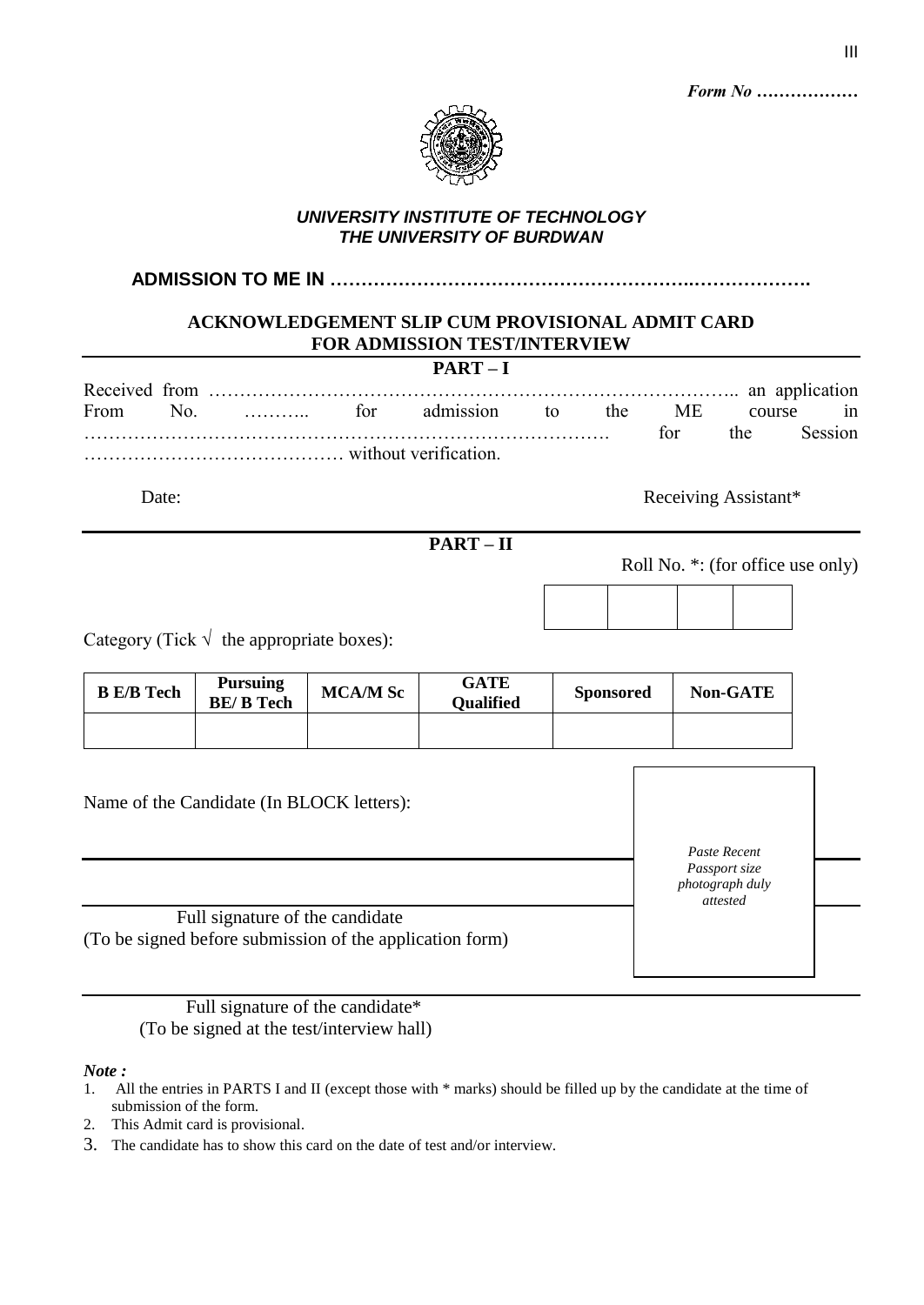*Form No ………………*

***UNIVERSITY INSTITUTE OF TECHNOLOGY***
***THE UNIVERSITY OF BURDWAN***

**ADMISSION TO ME IN ……………………………………………..……………….**

## ACKNOWLEDGEMENT SLIP CUM PROVISIONAL ADMIT CARD FOR ADMISSION TEST/INTERVIEW

### PART – I

Received from ………………………………………………………………………….. an application From No. ……….. for admission to the ME course in ……………………………………………………………………. for the Session …………………………………… without verification.

Date: Receiving Assistant*

### PART – II

Roll No. *: (for office use only)

| | | | |
|---|---|---|---|
| | | | |

Category (Tick √ the appropriate boxes):

| B E/B Tech | Pursuing BE/ B Tech | MCA/M Sc | GATE Qualified | Sponsored | Non-GATE |
|---|---|---|---|---|---|
| | | | | | |

Name of the Candidate (In BLOCK letters):

*Paste Recent Passport size photograph duly attested*

Full signature of the candidate
(To be signed before submission of the application form)

Full signature of the candidate*
(To be signed at the test/interview hall)

***Note :***

1. All the entries in PARTS I and II (except those with * marks) should be filled up by the candidate at the time of submission of the form.
2. This Admit card is provisional.
3. The candidate has to show this card on the date of test and/or interview.